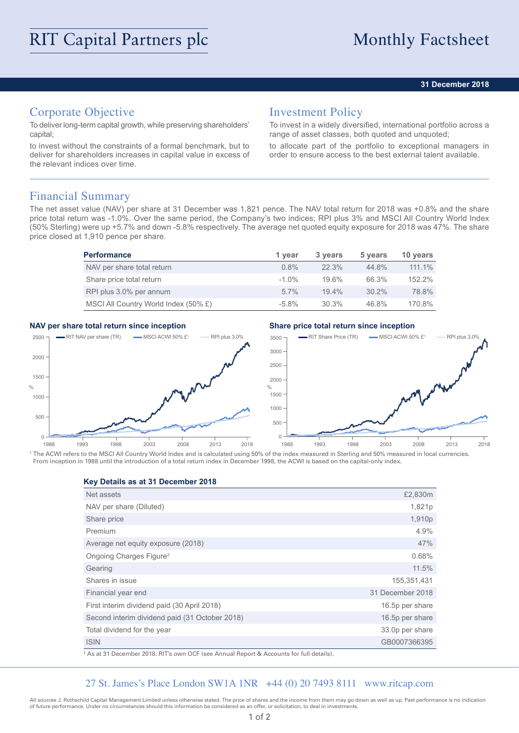# RIT Capital Partners plc

# Monthly Factsheet

**31 December 2018**

## Corporate Objective

To deliver long-term capital growth, while preserving shareholders' capital;

to invest without the constraints of a formal benchmark, but to deliver for shareholders increases in capital value in excess of the relevant indices over time.

## Investment Policy

To invest in a widely diversified, international portfolio across a range of asset classes, both quoted and unquoted;

to allocate part of the portfolio to exceptional managers in order to ensure access to the best external talent available.

## Financial Summary

The net asset value (NAV) per share at 31 December was 1,821 pence. The NAV total return for 2018 was +0.8% and the share price total return was -1.0%. Over the same period, the Company's two indices; RPI plus 3% and MSCI All Country World Index (50% Sterling) were up +5.7% and down -5.8% respectively. The average net quoted equity exposure for 2018 was 47%. The share price closed at 1,910 pence per share.

| Performance | 1 year | 3 years | 5 years | 10 years |
|---|---|---|---|---|
| NAV per share total return | 0.8% | 22.3% | 44.8% | 111.1% |
| Share price total return | -1.0% | 19.6% | 66.3% | 152.2% |
| RPI plus 3.0% per annum | 5.7% | 19.4% | 30.2% | 78.8% |
| MSCI All Country World Index (50% £) | -5.8% | 30.3% | 46.8% | 170.8% |

**NAV per share total return since inception**

**Share price total return since inception**

[1] The ACWI refers to the MSCI All Country World Index and is calculated using 50% of the index measured in Sterling and 50% measured in local currencies. From inception in 1988 until the introduction of a total return index in December 1998, the ACWI is based on the capital-only index.

| Key Details as at 31 December 2018 | |
|---|---|
| Net assets | £2,830m |
| NAV per share (Diluted) | 1,821p |
| Share price | 1,910p |
| Premium | 4.9% |
| Average net equity exposure (2018) | 47% |
| Ongoing Charges Figure[2] | 0.68% |
| Gearing | 11.5% |
| Shares in issue | 155,351,431 |
| Financial year end | 31 December 2018 |
| First interim dividend paid (30 April 2018) | 16.5p per share |
| Second interim dividend paid (31 October 2018) | 16.5p per share |
| Total dividend for the year | 33.0p per share |
| ISIN | GB0007366395 |

[2] As at 31 December 2018. RIT's own OCF (see Annual Report & Accounts for full details).

27 St. James's Place London SW1A 1NR +44 (0) 20 7493 8111 www.ritcap.com

All sources J. Rothschild Capital Management Limited unless otherwise stated. The price of shares and the income from them may go down as well as up. Past performance is no indication of future performance. Under no circumstances should this information be considered as an offer, or solicitation, to deal in investments.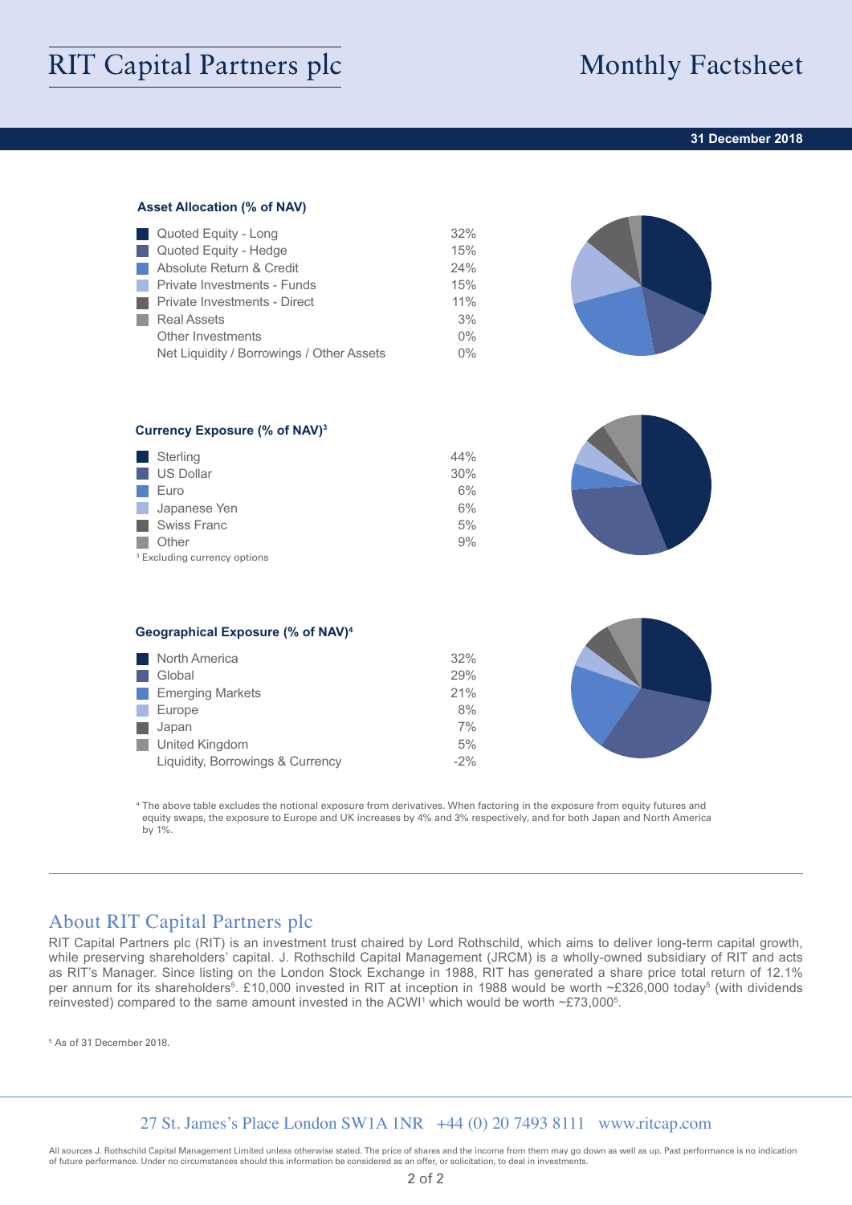# RIT Capital Partners plc

## Monthly Factsheet

**31 December 2018**

### Asset Allocation (% of NAV)

| | |
|---|---|
| Quoted Equity - Long | 32% |
| Quoted Equity - Hedge | 15% |
| Absolute Return & Credit | 24% |
| Private Investments - Funds | 15% |
| Private Investments - Direct | 11% |
| Real Assets | 3% |
| Other Investments | 0% |
| Net Liquidity / Borrowings / Other Assets | 0% |

### Currency Exposure (% of NAV)[3]

| | |
|---|---|
| Sterling | 44% |
| US Dollar | 30% |
| Euro | 6% |
| Japanese Yen | 6% |
| Swiss Franc | 5% |
| Other | 9% |

[3] Excluding currency options

### Geographical Exposure (% of NAV)[4]

| | |
|---|---|
| North America | 32% |
| Global | 29% |
| Emerging Markets | 21% |
| Europe | 8% |
| Japan | 7% |
| United Kingdom | 5% |
| Liquidity, Borrowings & Currency | -2% |

[4] The above table excludes the notional exposure from derivatives. When factoring in the exposure from equity futures and equity swaps, the exposure to Europe and UK increases by 4% and 3% respectively, and for both Japan and North America by 1%.

## About RIT Capital Partners plc

RIT Capital Partners plc (RIT) is an investment trust chaired by Lord Rothschild, which aims to deliver long-term capital growth, while preserving shareholders' capital. J. Rothschild Capital Management (JRCM) is a wholly-owned subsidiary of RIT and acts as RIT's Manager. Since listing on the London Stock Exchange in 1988, RIT has generated a share price total return of 12.1% per annum for its shareholders[5]. £10,000 invested in RIT at inception in 1988 would be worth ~£326,000 today[5] (with dividends reinvested) compared to the same amount invested in the ACWI[1] which would be worth ~£73,000[5].

[5] As of 31 December 2018.

27 St. James's Place London SW1A 1NR +44 (0) 20 7493 8111 www.ritcap.com

All sources J. Rothschild Capital Management Limited unless otherwise stated. The price of shares and the income from them may go down as well as up. Past performance is no indication of future performance. Under no circumstances should this information be considered as an offer, or solicitation, to deal in investments.